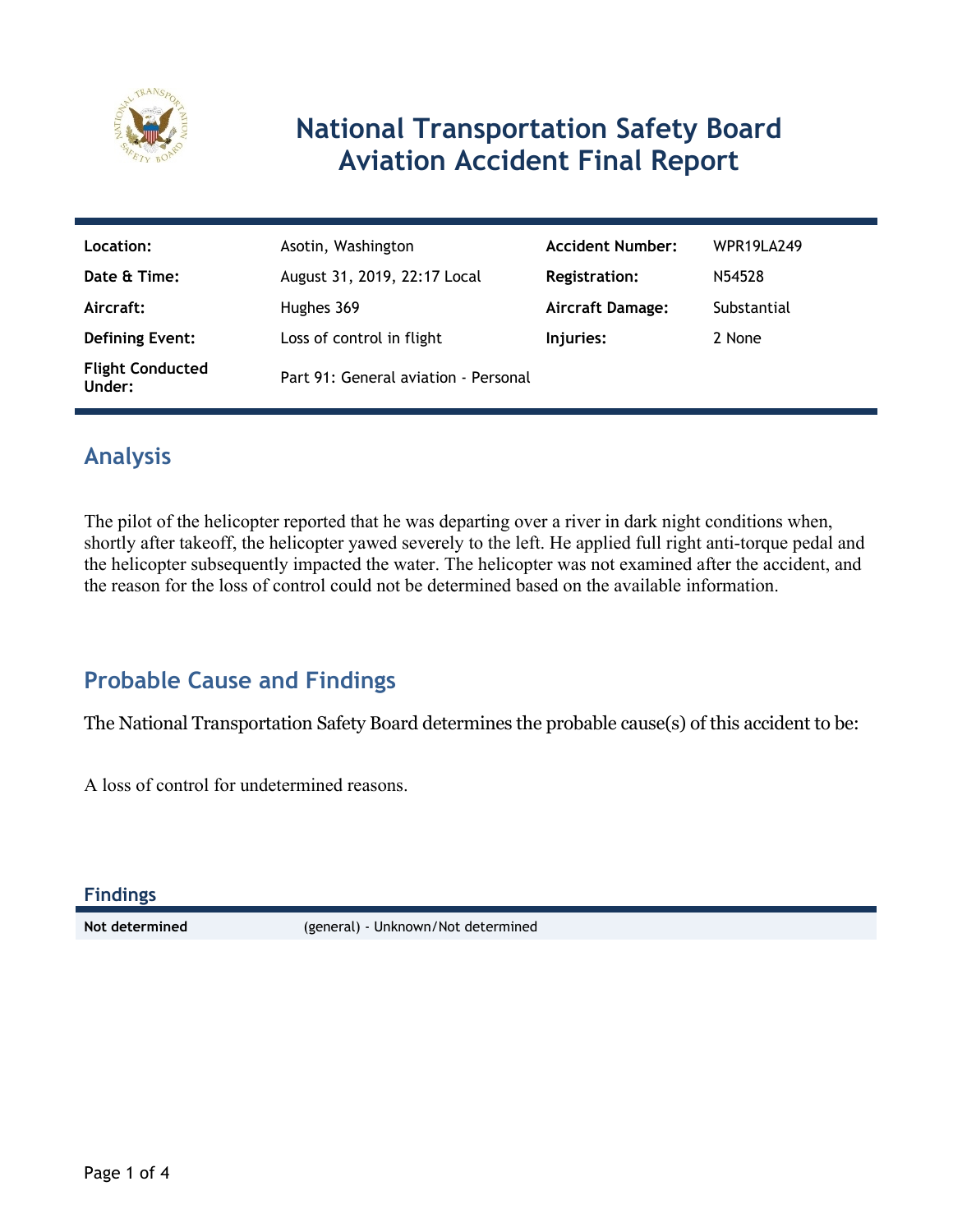# National Transportation Safety Board Aviation Accident Final Report

| | | | |
|---|---|---|---|
| **Location:** | Asotin, Washington | **Accident Number:** | WPR19LA249 |
| **Date & Time:** | August 31, 2019, 22:17 Local | **Registration:** | N54528 |
| **Aircraft:** | Hughes 369 | **Aircraft Damage:** | Substantial |
| **Defining Event:** | Loss of control in flight | **Injuries:** | 2 None |
| **Flight Conducted Under:** | Part 91: General aviation - Personal | | |

## Analysis

The pilot of the helicopter reported that he was departing over a river in dark night conditions when, shortly after takeoff, the helicopter yawed severely to the left. He applied full right anti-torque pedal and the helicopter subsequently impacted the water. The helicopter was not examined after the accident, and the reason for the loss of control could not be determined based on the available information.

## Probable Cause and Findings

The National Transportation Safety Board determines the probable cause(s) of this accident to be:

A loss of control for undetermined reasons.

### Findings

| | |
|---|---|
| **Not determined** | (general) - Unknown/Not determined |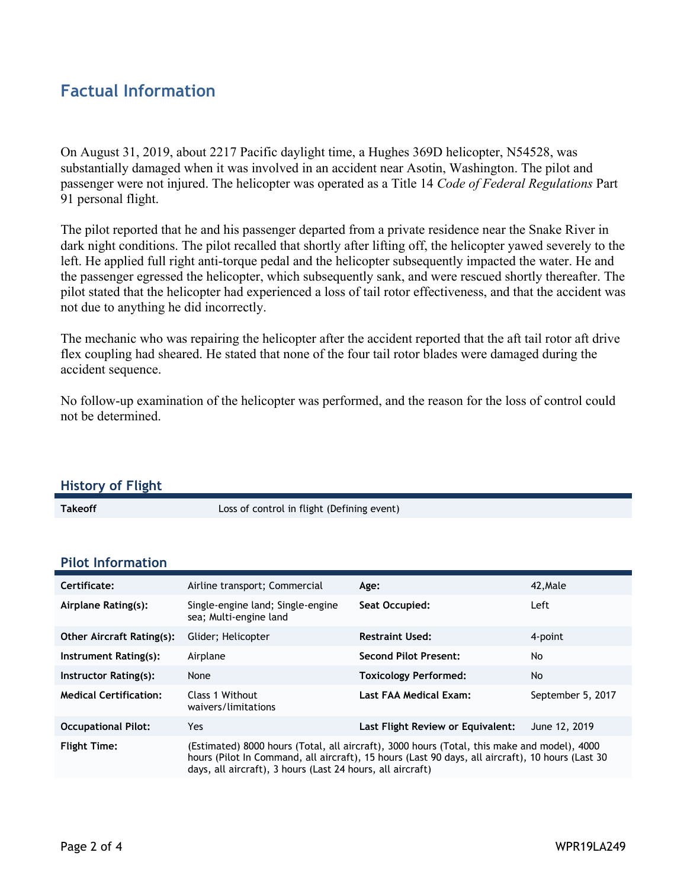## Factual Information

On August 31, 2019, about 2217 Pacific daylight time, a Hughes 369D helicopter, N54528, was substantially damaged when it was involved in an accident near Asotin, Washington. The pilot and passenger were not injured. The helicopter was operated as a Title 14 *Code of Federal Regulations* Part 91 personal flight.

The pilot reported that he and his passenger departed from a private residence near the Snake River in dark night conditions. The pilot recalled that shortly after lifting off, the helicopter yawed severely to the left. He applied full right anti-torque pedal and the helicopter subsequently impacted the water. He and the passenger egressed the helicopter, which subsequently sank, and were rescued shortly thereafter. The pilot stated that the helicopter had experienced a loss of tail rotor effectiveness, and that the accident was not due to anything he did incorrectly.

The mechanic who was repairing the helicopter after the accident reported that the aft tail rotor aft drive flex coupling had sheared. He stated that none of the four tail rotor blades were damaged during the accident sequence.

No follow-up examination of the helicopter was performed, and the reason for the loss of control could not be determined.

### History of Flight

| | |
|---|---|
| **Takeoff** | Loss of control in flight (Defining event) |

### Pilot Information

| | | | |
|---|---|---|---|
| **Certificate:** | Airline transport; Commercial | **Age:** | 42,Male |
| **Airplane Rating(s):** | Single-engine land; Single-engine sea; Multi-engine land | **Seat Occupied:** | Left |
| **Other Aircraft Rating(s):** | Glider; Helicopter | **Restraint Used:** | 4-point |
| **Instrument Rating(s):** | Airplane | **Second Pilot Present:** | No |
| **Instructor Rating(s):** | None | **Toxicology Performed:** | No |
| **Medical Certification:** | Class 1 Without waivers/limitations | **Last FAA Medical Exam:** | September 5, 2017 |
| **Occupational Pilot:** | Yes | **Last Flight Review or Equivalent:** | June 12, 2019 |
| **Flight Time:** | (Estimated) 8000 hours (Total, all aircraft), 3000 hours (Total, this make and model), 4000 hours (Pilot In Command, all aircraft), 15 hours (Last 90 days, all aircraft), 10 hours (Last 30 days, all aircraft), 3 hours (Last 24 hours, all aircraft) | | |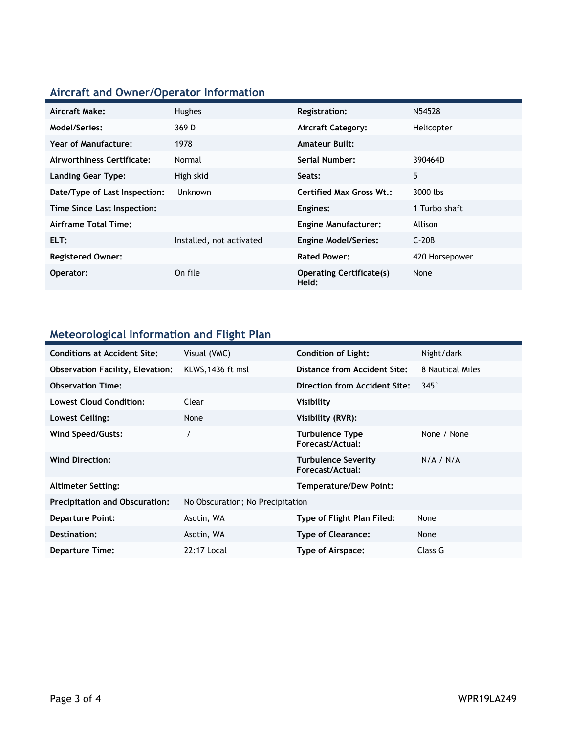## Aircraft and Owner/Operator Information

| | | | |
|---|---|---|---|
| **Aircraft Make:** | Hughes | **Registration:** | N54528 |
| **Model/Series:** | 369 D | **Aircraft Category:** | Helicopter |
| **Year of Manufacture:** | 1978 | **Amateur Built:** | |
| **Airworthiness Certificate:** | Normal | **Serial Number:** | 390464D |
| **Landing Gear Type:** | High skid | **Seats:** | 5 |
| **Date/Type of Last Inspection:** | Unknown | **Certified Max Gross Wt.:** | 3000 lbs |
| **Time Since Last Inspection:** | | **Engines:** | 1 Turbo shaft |
| **Airframe Total Time:** | | **Engine Manufacturer:** | Allison |
| **ELT:** | Installed, not activated | **Engine Model/Series:** | C-20B |
| **Registered Owner:** | | **Rated Power:** | 420 Horsepower |
| **Operator:** | On file | **Operating Certificate(s) Held:** | None |

## Meteorological Information and Flight Plan

| | | | |
|---|---|---|---|
| **Conditions at Accident Site:** | Visual (VMC) | **Condition of Light:** | Night/dark |
| **Observation Facility, Elevation:** | KLWS,1436 ft msl | **Distance from Accident Site:** | 8 Nautical Miles |
| **Observation Time:** | | **Direction from Accident Site:** | 345° |
| **Lowest Cloud Condition:** | Clear | **Visibility** | |
| **Lowest Ceiling:** | None | **Visibility (RVR):** | |
| **Wind Speed/Gusts:** | / | **Turbulence Type Forecast/Actual:** | None / None |
| **Wind Direction:** | | **Turbulence Severity Forecast/Actual:** | N/A / N/A |
| **Altimeter Setting:** | | **Temperature/Dew Point:** | |
| **Precipitation and Obscuration:** | No Obscuration; No Precipitation | | |
| **Departure Point:** | Asotin, WA | **Type of Flight Plan Filed:** | None |
| **Destination:** | Asotin, WA | **Type of Clearance:** | None |
| **Departure Time:** | 22:17 Local | **Type of Airspace:** | Class G |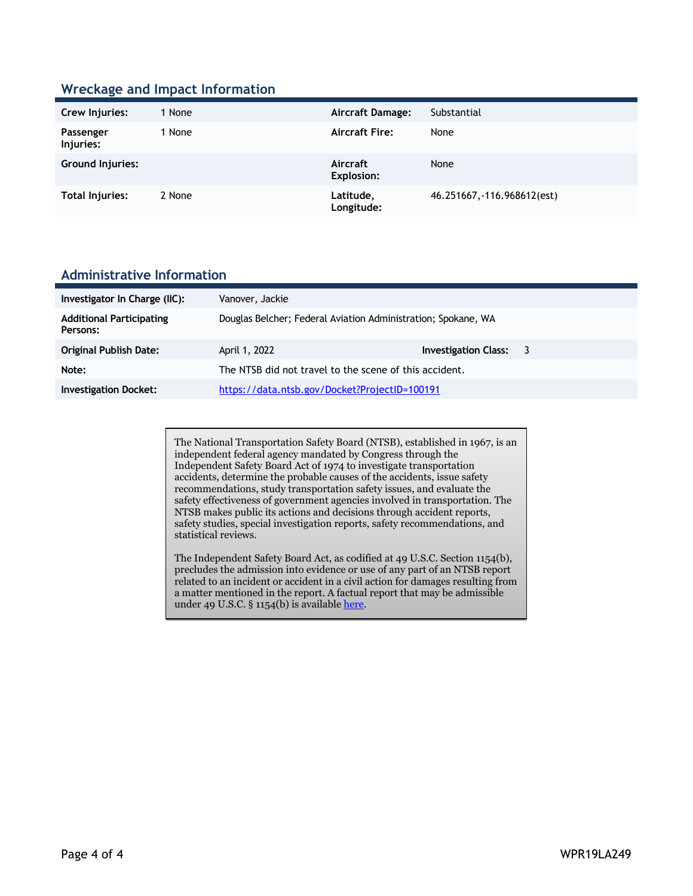## Wreckage and Impact Information

| | | | |
|---|---|---|---|
| **Crew Injuries:** | 1 None | **Aircraft Damage:** | Substantial |
| **Passenger Injuries:** | 1 None | **Aircraft Fire:** | None |
| **Ground Injuries:** | | **Aircraft Explosion:** | None |
| **Total Injuries:** | 2 None | **Latitude, Longitude:** | 46.251667,-116.968612(est) |

## Administrative Information

| | | | |
|---|---|---|---|
| **Investigator In Charge (IIC):** | Vanover, Jackie | | |
| **Additional Participating Persons:** | Douglas Belcher; Federal Aviation Administration; Spokane, WA | | |
| **Original Publish Date:** | April 1, 2022 | **Investigation Class:** | 3 |
| **Note:** | The NTSB did not travel to the scene of this accident. | | |
| **Investigation Docket:** | https://data.ntsb.gov/Docket?ProjectID=100191 | | |

The National Transportation Safety Board (NTSB), established in 1967, is an independent federal agency mandated by Congress through the Independent Safety Board Act of 1974 to investigate transportation accidents, determine the probable causes of the accidents, issue safety recommendations, study transportation safety issues, and evaluate the safety effectiveness of government agencies involved in transportation. The NTSB makes public its actions and decisions through accident reports, safety studies, special investigation reports, safety recommendations, and statistical reviews.

The Independent Safety Board Act, as codified at 49 U.S.C. Section 1154(b), precludes the admission into evidence or use of any part of an NTSB report related to an incident or accident in a civil action for damages resulting from a matter mentioned in the report. A factual report that may be admissible under 49 U.S.C. § 1154(b) is available here.